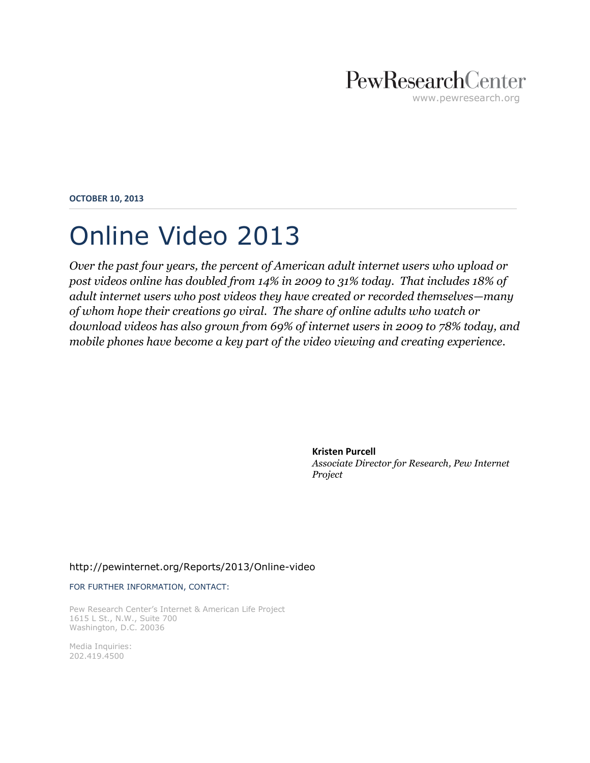PewResearchCenter
www.pewresearch.org

**OCTOBER 10, 2013**

# Online Video 2013

*Over the past four years, the percent of American adult internet users who upload or post videos online has doubled from 14% in 2009 to 31% today. That includes 18% of adult internet users who post videos they have created or recorded themselves—many of whom hope their creations go viral. The share of online adults who watch or download videos has also grown from 69% of internet users in 2009 to 78% today, and mobile phones have become a key part of the video viewing and creating experience.*

**Kristen Purcell**
*Associate Director for Research, Pew Internet Project*

http://pewinternet.org/Reports/2013/Online-video

FOR FURTHER INFORMATION, CONTACT:

Pew Research Center's Internet & American Life Project
1615 L St., N.W., Suite 700
Washington, D.C. 20036

Media Inquiries:
202.419.4500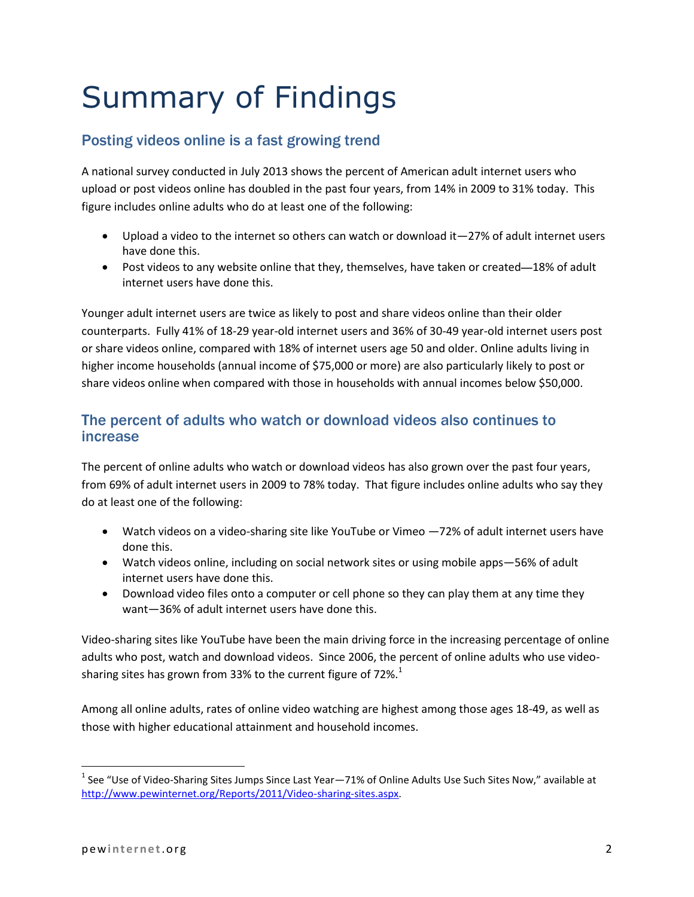# Summary of Findings

## Posting videos online is a fast growing trend

A national survey conducted in July 2013 shows the percent of American adult internet users who upload or post videos online has doubled in the past four years, from 14% in 2009 to 31% today. This figure includes online adults who do at least one of the following:

- Upload a video to the internet so others can watch or download it—27% of adult internet users have done this.
- Post videos to any website online that they, themselves, have taken or created—18% of adult internet users have done this.

Younger adult internet users are twice as likely to post and share videos online than their older counterparts. Fully 41% of 18-29 year-old internet users and 36% of 30-49 year-old internet users post or share videos online, compared with 18% of internet users age 50 and older. Online adults living in higher income households (annual income of $75,000 or more) are also particularly likely to post or share videos online when compared with those in households with annual incomes below $50,000.

## The percent of adults who watch or download videos also continues to increase

The percent of online adults who watch or download videos has also grown over the past four years, from 69% of adult internet users in 2009 to 78% today. That figure includes online adults who say they do at least one of the following:

- Watch videos on a video-sharing site like YouTube or Vimeo —72% of adult internet users have done this.
- Watch videos online, including on social network sites or using mobile apps—56% of adult internet users have done this.
- Download video files onto a computer or cell phone so they can play them at any time they want—36% of adult internet users have done this.

Video-sharing sites like YouTube have been the main driving force in the increasing percentage of online adults who post, watch and download videos. Since 2006, the percent of online adults who use video-sharing sites has grown from 33% to the current figure of 72%.[1]

Among all online adults, rates of online video watching are highest among those ages 18-49, as well as those with higher educational attainment and household incomes.

[1] See "Use of Video-Sharing Sites Jumps Since Last Year—71% of Online Adults Use Such Sites Now," available at http://www.pewinternet.org/Reports/2011/Video-sharing-sites.aspx.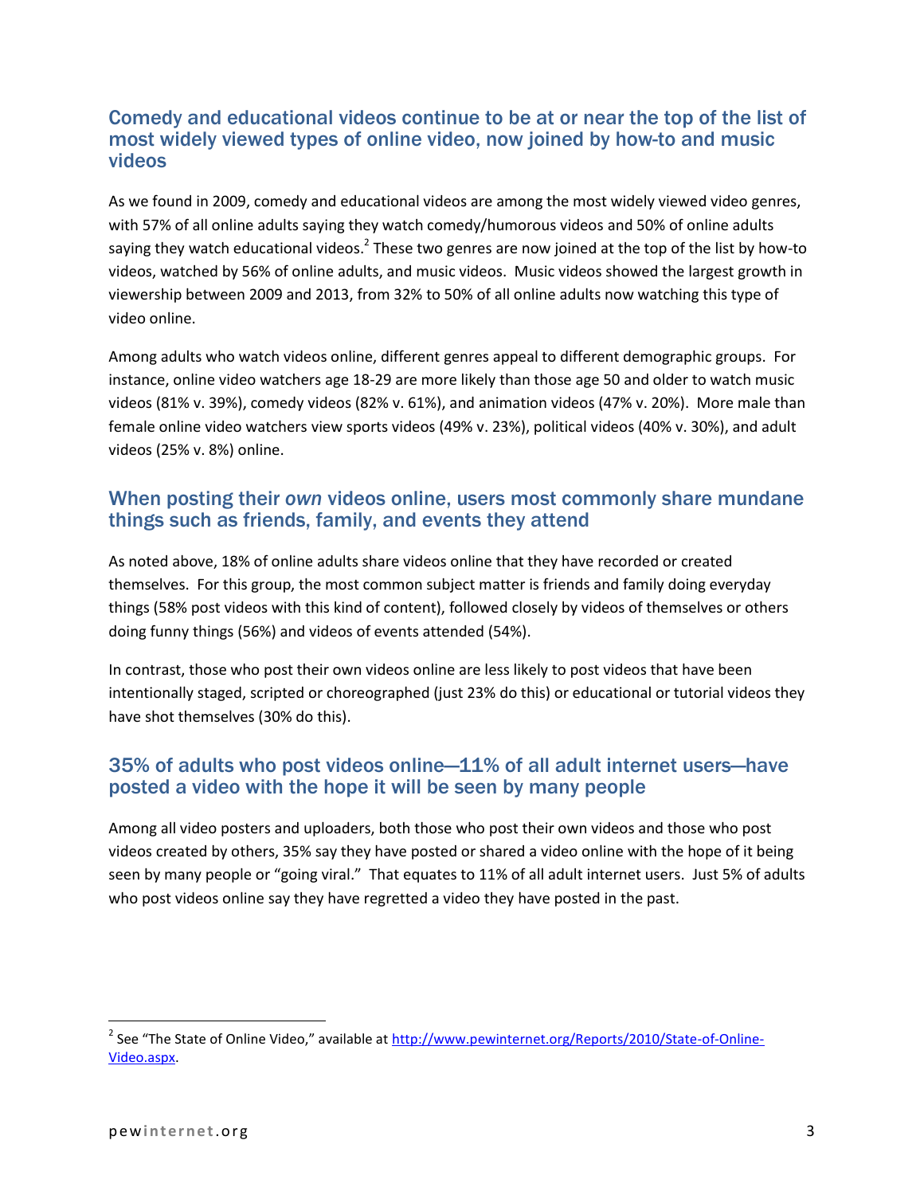## Comedy and educational videos continue to be at or near the top of the list of most widely viewed types of online video, now joined by how-to and music videos

As we found in 2009, comedy and educational videos are among the most widely viewed video genres, with 57% of all online adults saying they watch comedy/humorous videos and 50% of online adults saying they watch educational videos.[2] These two genres are now joined at the top of the list by how-to videos, watched by 56% of online adults, and music videos. Music videos showed the largest growth in viewership between 2009 and 2013, from 32% to 50% of all online adults now watching this type of video online.

Among adults who watch videos online, different genres appeal to different demographic groups. For instance, online video watchers age 18-29 are more likely than those age 50 and older to watch music videos (81% v. 39%), comedy videos (82% v. 61%), and animation videos (47% v. 20%). More male than female online video watchers view sports videos (49% v. 23%), political videos (40% v. 30%), and adult videos (25% v. 8%) online.

## When posting their *own* videos online, users most commonly share mundane things such as friends, family, and events they attend

As noted above, 18% of online adults share videos online that they have recorded or created themselves. For this group, the most common subject matter is friends and family doing everyday things (58% post videos with this kind of content), followed closely by videos of themselves or others doing funny things (56%) and videos of events attended (54%).

In contrast, those who post their own videos online are less likely to post videos that have been intentionally staged, scripted or choreographed (just 23% do this) or educational or tutorial videos they have shot themselves (30% do this).

## 35% of adults who post videos online—11% of all adult internet users—have posted a video with the hope it will be seen by many people

Among all video posters and uploaders, both those who post their own videos and those who post videos created by others, 35% say they have posted or shared a video online with the hope of it being seen by many people or "going viral." That equates to 11% of all adult internet users. Just 5% of adults who post videos online say they have regretted a video they have posted in the past.

---

[2] See "The State of Online Video," available at http://www.pewinternet.org/Reports/2010/State-of-Online-Video.aspx.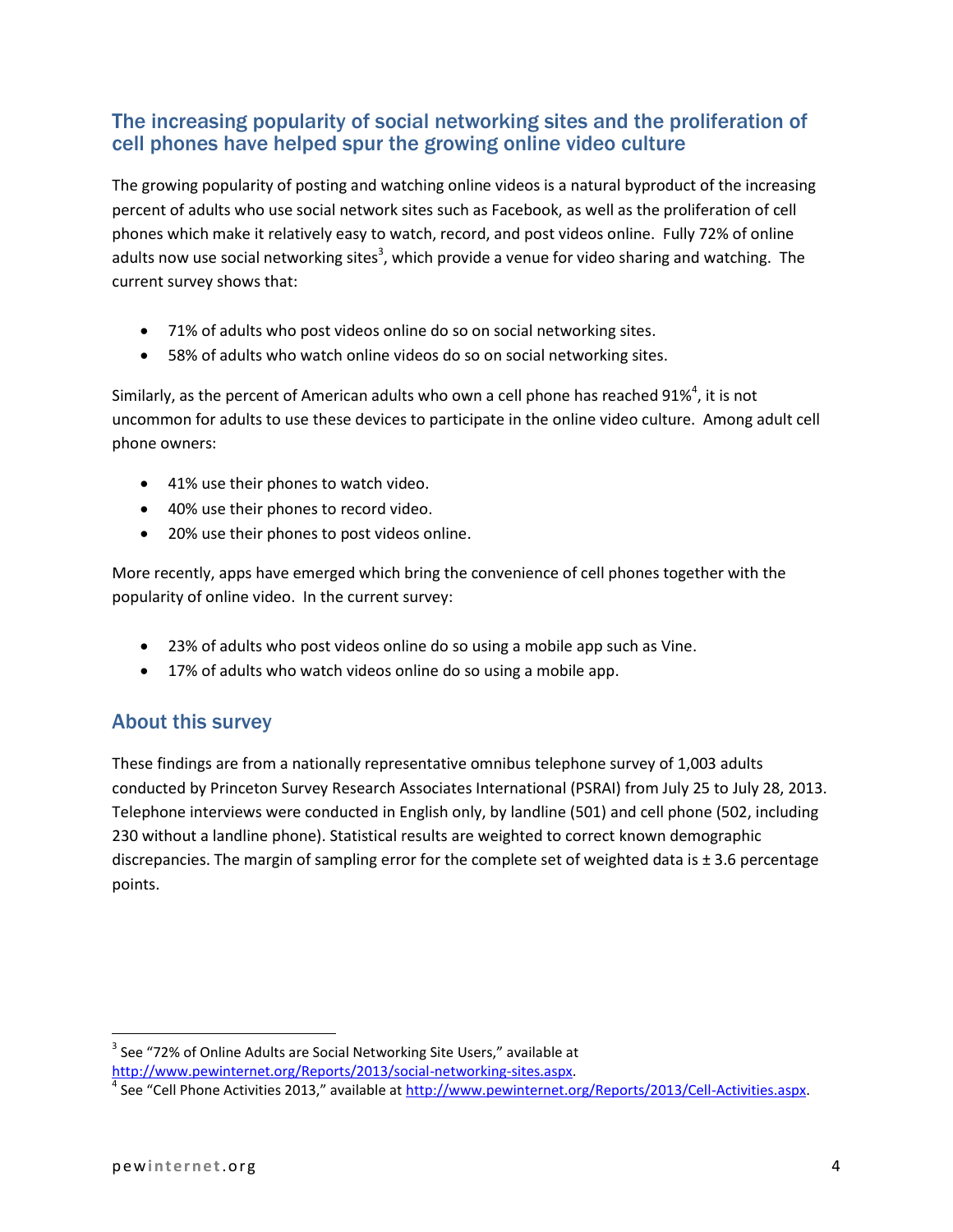## The increasing popularity of social networking sites and the proliferation of cell phones have helped spur the growing online video culture

The growing popularity of posting and watching online videos is a natural byproduct of the increasing percent of adults who use social network sites such as Facebook, as well as the proliferation of cell phones which make it relatively easy to watch, record, and post videos online. Fully 72% of online adults now use social networking sites[3], which provide a venue for video sharing and watching. The current survey shows that:

- 71% of adults who post videos online do so on social networking sites.
- 58% of adults who watch online videos do so on social networking sites.

Similarly, as the percent of American adults who own a cell phone has reached 91%[4], it is not uncommon for adults to use these devices to participate in the online video culture. Among adult cell phone owners:

- 41% use their phones to watch video.
- 40% use their phones to record video.
- 20% use their phones to post videos online.

More recently, apps have emerged which bring the convenience of cell phones together with the popularity of online video. In the current survey:

- 23% of adults who post videos online do so using a mobile app such as Vine.
- 17% of adults who watch videos online do so using a mobile app.

## About this survey

These findings are from a nationally representative omnibus telephone survey of 1,003 adults conducted by Princeton Survey Research Associates International (PSRAI) from July 25 to July 28, 2013. Telephone interviews were conducted in English only, by landline (501) and cell phone (502, including 230 without a landline phone). Statistical results are weighted to correct known demographic discrepancies. The margin of sampling error for the complete set of weighted data is ± 3.6 percentage points.

---

[3] See "72% of Online Adults are Social Networking Site Users," available at http://www.pewinternet.org/Reports/2013/social-networking-sites.aspx.

[4] See "Cell Phone Activities 2013," available at http://www.pewinternet.org/Reports/2013/Cell-Activities.aspx.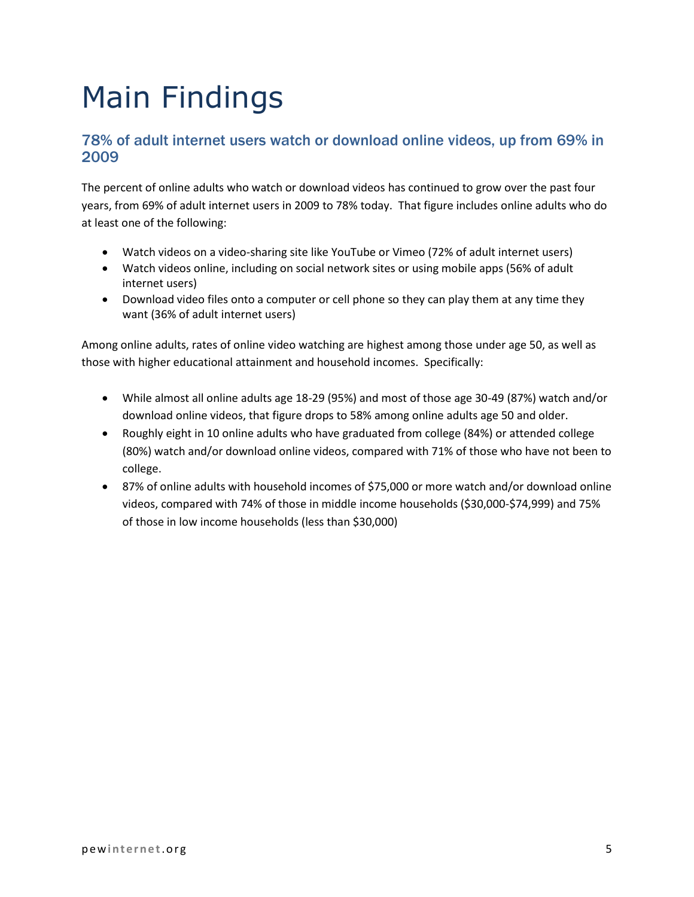# Main Findings

## 78% of adult internet users watch or download online videos, up from 69% in 2009

The percent of online adults who watch or download videos has continued to grow over the past four years, from 69% of adult internet users in 2009 to 78% today. That figure includes online adults who do at least one of the following:

- Watch videos on a video-sharing site like YouTube or Vimeo (72% of adult internet users)
- Watch videos online, including on social network sites or using mobile apps (56% of adult internet users)
- Download video files onto a computer or cell phone so they can play them at any time they want (36% of adult internet users)

Among online adults, rates of online video watching are highest among those under age 50, as well as those with higher educational attainment and household incomes. Specifically:

- While almost all online adults age 18-29 (95%) and most of those age 30-49 (87%) watch and/or download online videos, that figure drops to 58% among online adults age 50 and older.
- Roughly eight in 10 online adults who have graduated from college (84%) or attended college (80%) watch and/or download online videos, compared with 71% of those who have not been to college.
- 87% of online adults with household incomes of $75,000 or more watch and/or download online videos, compared with 74% of those in middle income households ($30,000-$74,999) and 75% of those in low income households (less than $30,000)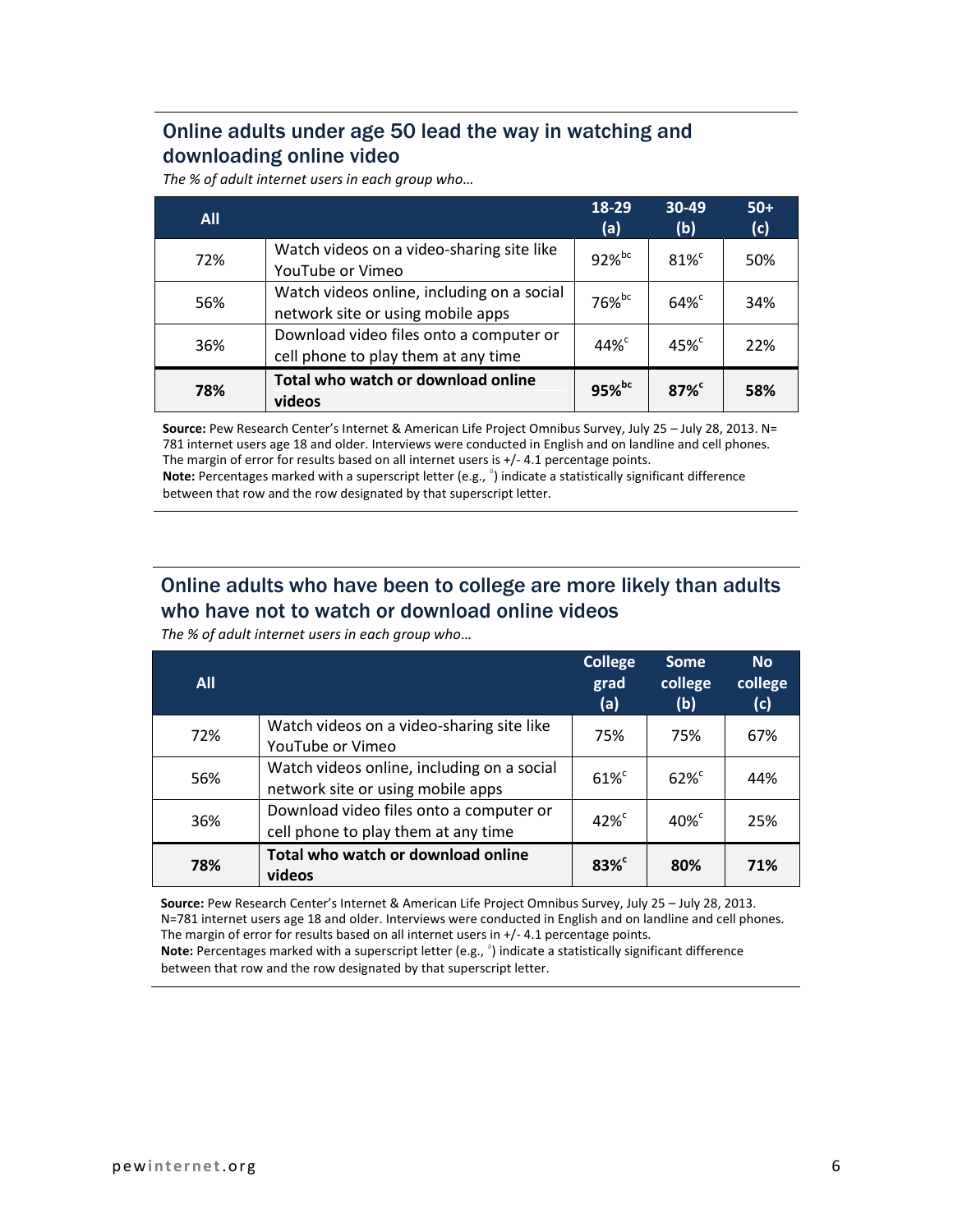## Online adults under age 50 lead the way in watching and downloading online video

*The % of adult internet users in each group who…*

| All | | 18-29 (a) | 30-49 (b) | 50+ (c) |
|---|---|---|---|---|
| 72% | Watch videos on a video-sharing site like YouTube or Vimeo | 92%[bc] | 81%[c] | 50% |
| 56% | Watch videos online, including on a social network site or using mobile apps | 76%[bc] | 64%[c] | 34% |
| 36% | Download video files onto a computer or cell phone to play them at any time | 44%[c] | 45%[c] | 22% |
| **78%** | **Total who watch or download online videos** | **95%[bc]** | **87%[c]** | **58%** |

**Source:** Pew Research Center's Internet & American Life Project Omnibus Survey, July 25 – July 28, 2013. N= 781 internet users age 18 and older. Interviews were conducted in English and on landline and cell phones. The margin of error for results based on all internet users is +/- 4.1 percentage points.
**Note:** Percentages marked with a superscript letter (e.g., [a]) indicate a statistically significant difference between that row and the row designated by that superscript letter.

## Online adults who have been to college are more likely than adults who have not to watch or download online videos

*The % of adult internet users in each group who…*

| All | | College grad (a) | Some college (b) | No college (c) |
|---|---|---|---|---|
| 72% | Watch videos on a video-sharing site like YouTube or Vimeo | 75% | 75% | 67% |
| 56% | Watch videos online, including on a social network site or using mobile apps | 61%[c] | 62%[c] | 44% |
| 36% | Download video files onto a computer or cell phone to play them at any time | 42%[c] | 40%[c] | 25% |
| **78%** | **Total who watch or download online videos** | **83%[c]** | **80%** | **71%** |

**Source:** Pew Research Center's Internet & American Life Project Omnibus Survey, July 25 – July 28, 2013. N=781 internet users age 18 and older. Interviews were conducted in English and on landline and cell phones. The margin of error for results based on all internet users in +/- 4.1 percentage points.
**Note:** Percentages marked with a superscript letter (e.g., [a]) indicate a statistically significant difference between that row and the row designated by that superscript letter.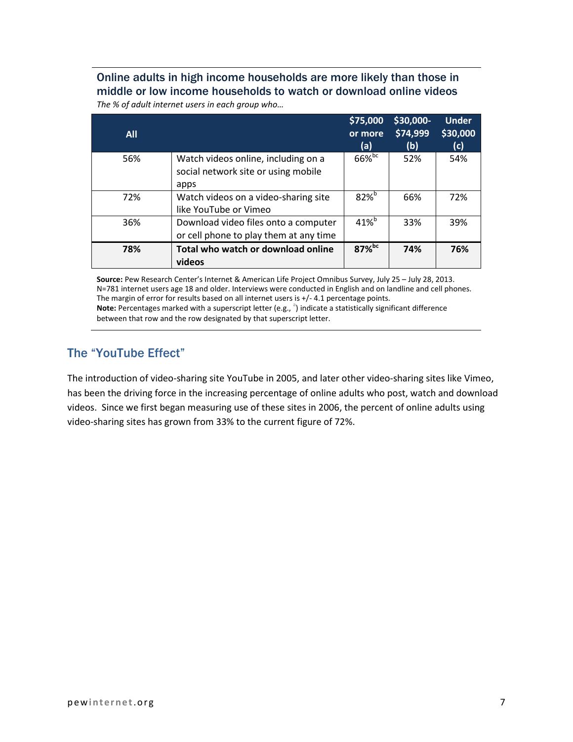### Online adults in high income households are more likely than those in middle or low income households to watch or download online videos

*The % of adult internet users in each group who…*

| All | | $75,000 or more (a) | $30,000-$74,999 (b) | Under $30,000 (c) |
|---|---|---|---|---|
| 56% | Watch videos online, including on a social network site or using mobile apps | 66%[bc] | 52% | 54% |
| 72% | Watch videos on a video-sharing site like YouTube or Vimeo | 82%[b] | 66% | 72% |
| 36% | Download video files onto a computer or cell phone to play them at any time | 41%[b] | 33% | 39% |
| **78%** | **Total who watch or download online videos** | **87%[bc]** | **74%** | **76%** |

**Source:** Pew Research Center's Internet & American Life Project Omnibus Survey, July 25 – July 28, 2013. N=781 internet users age 18 and older. Interviews were conducted in English and on landline and cell phones. The margin of error for results based on all internet users is +/- 4.1 percentage points.
**Note:** Percentages marked with a superscript letter (e.g., [a]) indicate a statistically significant difference between that row and the row designated by that superscript letter.

## The "YouTube Effect"

The introduction of video-sharing site YouTube in 2005, and later other video-sharing sites like Vimeo, has been the driving force in the increasing percentage of online adults who post, watch and download videos. Since we first began measuring use of these sites in 2006, the percent of online adults using video-sharing sites has grown from 33% to the current figure of 72%.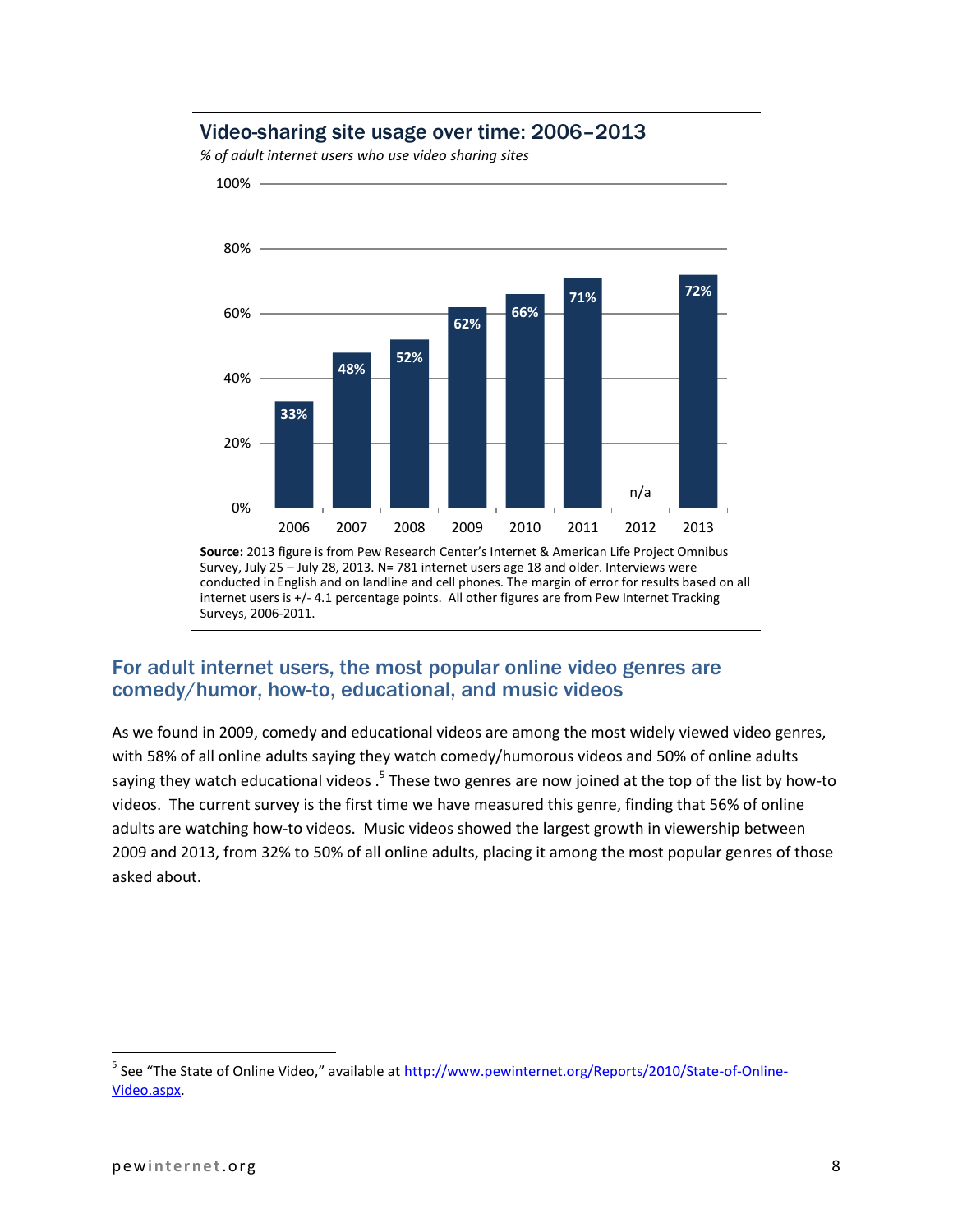## Video-sharing site usage over time: 2006–2013

*% of adult internet users who use video sharing sites*

| Year | % |
|---|---|
| 2006 | 33% |
| 2007 | 48% |
| 2008 | 52% |
| 2009 | 62% |
| 2010 | 66% |
| 2011 | 71% |
| 2012 | n/a |
| 2013 | 72% |

**Source:** 2013 figure is from Pew Research Center's Internet & American Life Project Omnibus Survey, July 25 – July 28, 2013. N= 781 internet users age 18 and older. Interviews were conducted in English and on landline and cell phones. The margin of error for results based on all internet users is +/- 4.1 percentage points. All other figures are from Pew Internet Tracking Surveys, 2006-2011.

## For adult internet users, the most popular online video genres are comedy/humor, how-to, educational, and music videos

As we found in 2009, comedy and educational videos are among the most widely viewed video genres, with 58% of all online adults saying they watch comedy/humorous videos and 50% of online adults saying they watch educational videos .[5] These two genres are now joined at the top of the list by how-to videos. The current survey is the first time we have measured this genre, finding that 56% of online adults are watching how-to videos. Music videos showed the largest growth in viewership between 2009 and 2013, from 32% to 50% of all online adults, placing it among the most popular genres of those asked about.

[5] See "The State of Online Video," available at http://www.pewinternet.org/Reports/2010/State-of-Online-Video.aspx.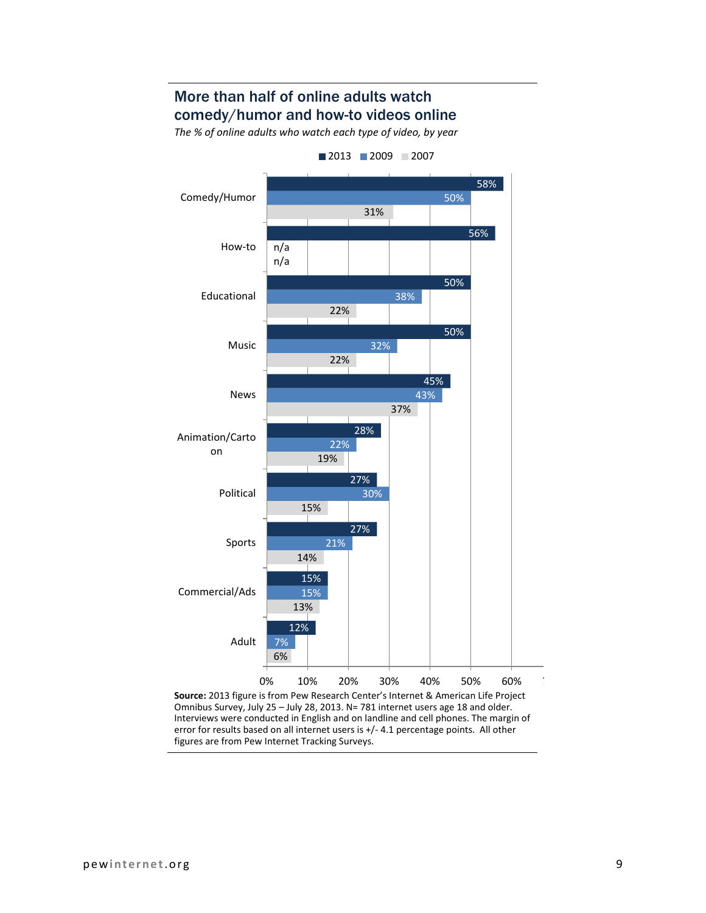## More than half of online adults watch comedy/humor and how-to videos online

*The % of online adults who watch each type of video, by year*

| | 2013 | 2009 | 2007 |
|---|---|---|---|
| Comedy/Humor | 58% | 50% | 31% |
| How-to | 56% | n/a | n/a |
| Educational | 50% | 38% | 22% |
| Music | 50% | 32% | 22% |
| News | 45% | 43% | 37% |
| Animation/Cartoon | 28% | 22% | 19% |
| Political | 27% | 30% | 15% |
| Sports | 27% | 21% | 14% |
| Commercial/Ads | 15% | 15% | 13% |
| Adult | 12% | 7% | 6% |

**Source:** 2013 figure is from Pew Research Center's Internet & American Life Project Omnibus Survey, July 25 – July 28, 2013. N= 781 internet users age 18 and older. Interviews were conducted in English and on landline and cell phones. The margin of error for results based on all internet users is +/- 4.1 percentage points. All other figures are from Pew Internet Tracking Surveys.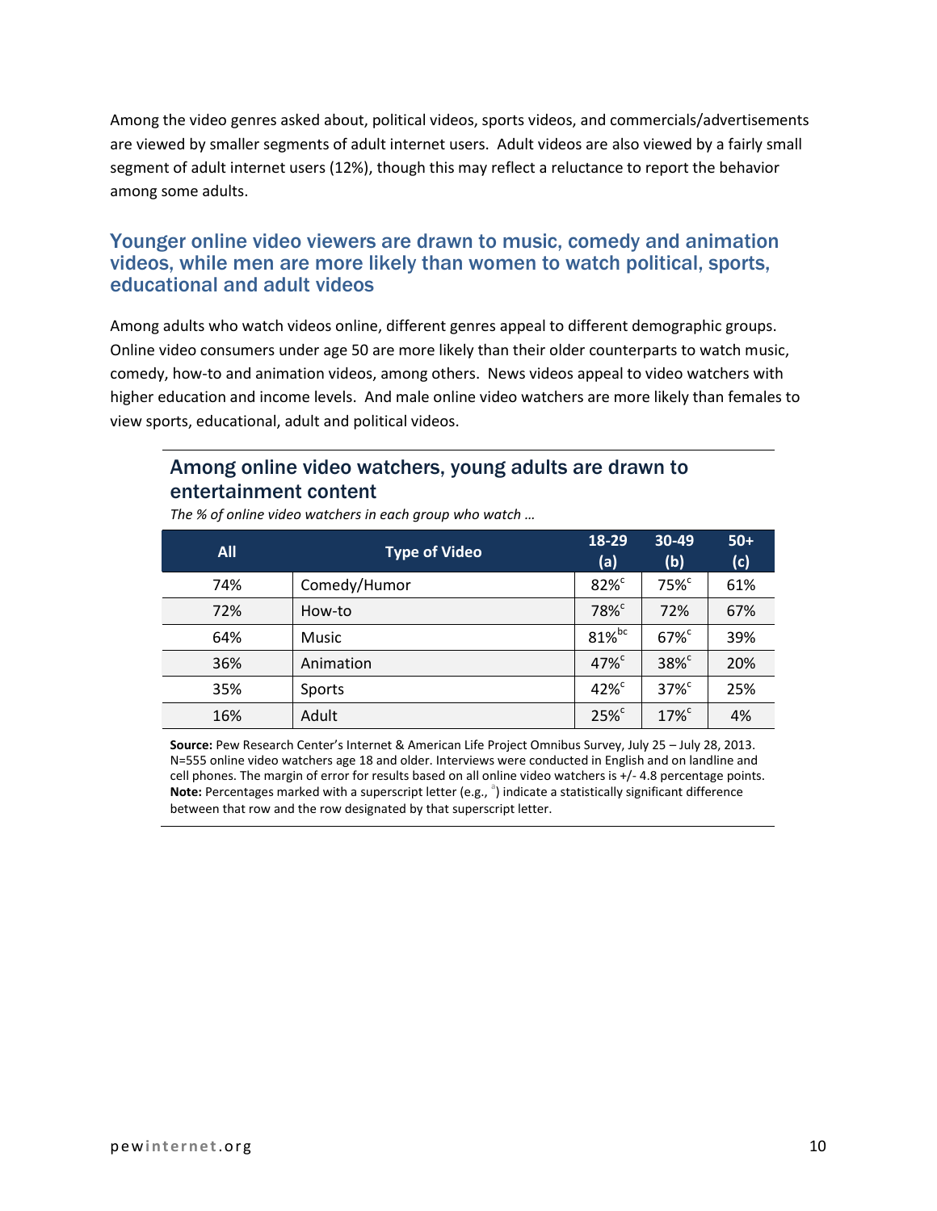Among the video genres asked about, political videos, sports videos, and commercials/advertisements are viewed by smaller segments of adult internet users. Adult videos are also viewed by a fairly small segment of adult internet users (12%), though this may reflect a reluctance to report the behavior among some adults.

## Younger online video viewers are drawn to music, comedy and animation videos, while men are more likely than women to watch political, sports, educational and adult videos

Among adults who watch videos online, different genres appeal to different demographic groups. Online video consumers under age 50 are more likely than their older counterparts to watch music, comedy, how-to and animation videos, among others. News videos appeal to video watchers with higher education and income levels. And male online video watchers are more likely than females to view sports, educational, adult and political videos.

### Among online video watchers, young adults are drawn to entertainment content

*The % of online video watchers in each group who watch …*

| All | Type of Video | 18-29 (a) | 30-49 (b) | 50+ (c) |
|---|---|---|---|---|
| 74% | Comedy/Humor | 82%[c] | 75%[c] | 61% |
| 72% | How-to | 78%[c] | 72% | 67% |
| 64% | Music | 81%[bc] | 67%[c] | 39% |
| 36% | Animation | 47%[c] | 38%[c] | 20% |
| 35% | Sports | 42%[c] | 37%[c] | 25% |
| 16% | Adult | 25%[c] | 17%[c] | 4% |

**Source:** Pew Research Center's Internet & American Life Project Omnibus Survey, July 25 – July 28, 2013. N=555 online video watchers age 18 and older. Interviews were conducted in English and on landline and cell phones. The margin of error for results based on all online video watchers is +/- 4.8 percentage points.
**Note:** Percentages marked with a superscript letter (e.g., [a]) indicate a statistically significant difference between that row and the row designated by that superscript letter.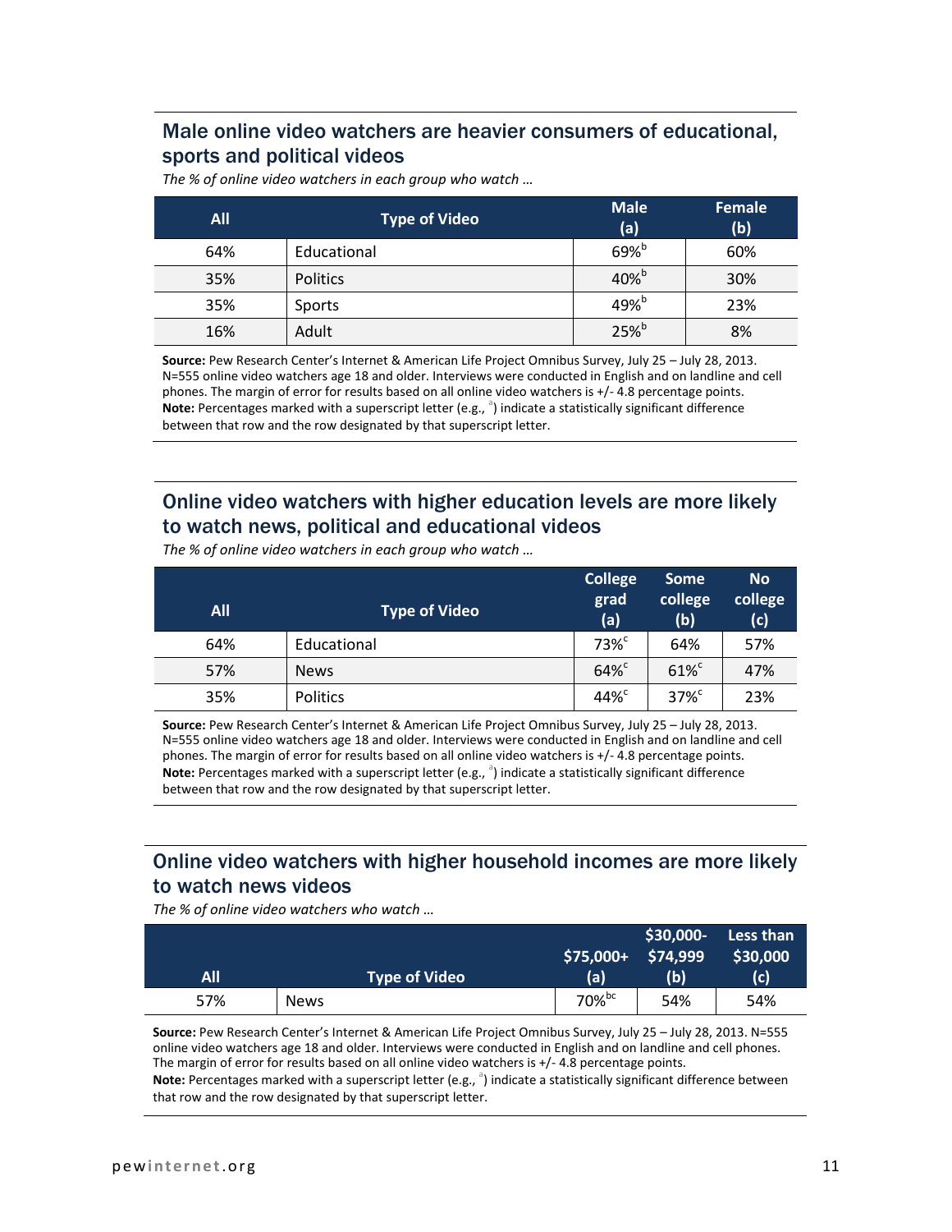## Male online video watchers are heavier consumers of educational, sports and political videos

*The % of online video watchers in each group who watch …*

| All | Type of Video | Male (a) | Female (b) |
|---|---|---|---|
| 64% | Educational | 69%[b] | 60% |
| 35% | Politics | 40%[b] | 30% |
| 35% | Sports | 49%[b] | 23% |
| 16% | Adult | 25%[b] | 8% |

**Source:** Pew Research Center's Internet & American Life Project Omnibus Survey, July 25 – July 28, 2013. N=555 online video watchers age 18 and older. Interviews were conducted in English and on landline and cell phones. The margin of error for results based on all online video watchers is +/- 4.8 percentage points.
**Note:** Percentages marked with a superscript letter (e.g., [a]) indicate a statistically significant difference between that row and the row designated by that superscript letter.

## Online video watchers with higher education levels are more likely to watch news, political and educational videos

*The % of online video watchers in each group who watch …*

| All | Type of Video | College grad (a) | Some college (b) | No college (c) |
|---|---|---|---|---|
| 64% | Educational | 73%[c] | 64% | 57% |
| 57% | News | 64%[c] | 61%[c] | 47% |
| 35% | Politics | 44%[c] | 37%[c] | 23% |

**Source:** Pew Research Center's Internet & American Life Project Omnibus Survey, July 25 – July 28, 2013. N=555 online video watchers age 18 and older. Interviews were conducted in English and on landline and cell phones. The margin of error for results based on all online video watchers is +/- 4.8 percentage points.
**Note:** Percentages marked with a superscript letter (e.g., [a]) indicate a statistically significant difference between that row and the row designated by that superscript letter.

## Online video watchers with higher household incomes are more likely to watch news videos

*The % of online video watchers who watch …*

| All | Type of Video | $75,000+ (a) | $30,000-$74,999 (b) | Less than $30,000 (c) |
|---|---|---|---|---|
| 57% | News | 70%[bc] | 54% | 54% |

**Source:** Pew Research Center's Internet & American Life Project Omnibus Survey, July 25 – July 28, 2013. N=555 online video watchers age 18 and older. Interviews were conducted in English and on landline and cell phones. The margin of error for results based on all online video watchers is +/- 4.8 percentage points.
**Note:** Percentages marked with a superscript letter (e.g., [a]) indicate a statistically significant difference between that row and the row designated by that superscript letter.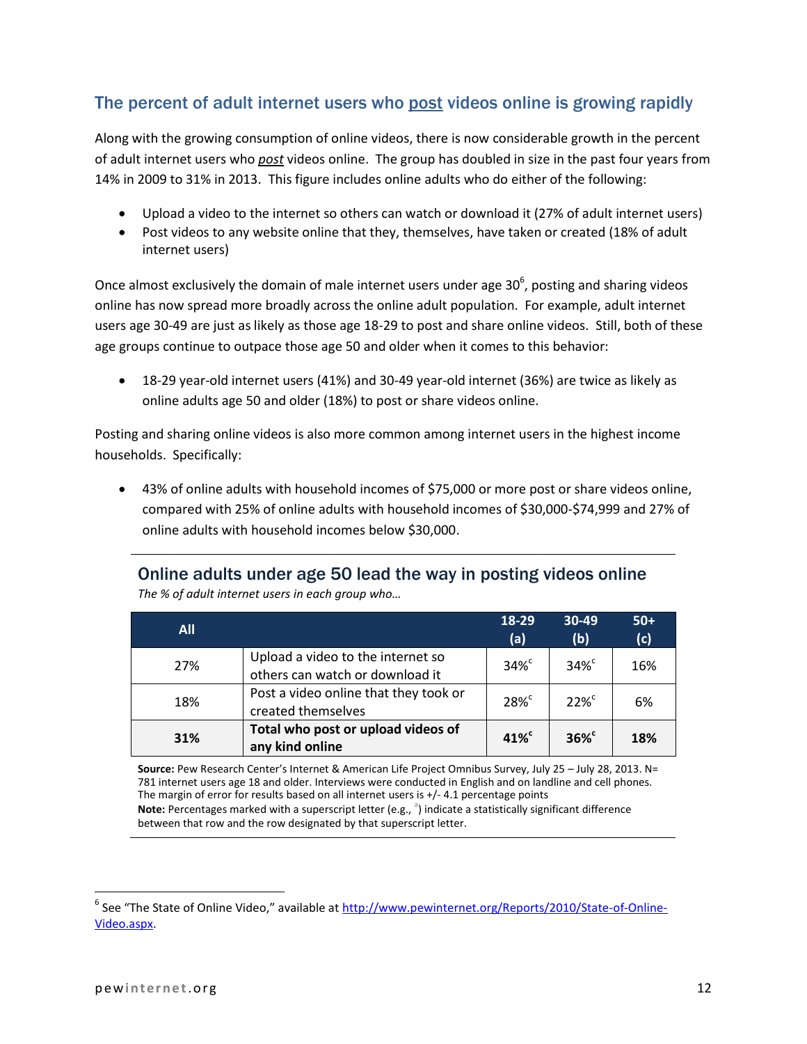## The percent of adult internet users who <u>post</u> videos online is growing rapidly

Along with the growing consumption of online videos, there is now considerable growth in the percent of adult internet users who ***post*** videos online. The group has doubled in size in the past four years from 14% in 2009 to 31% in 2013. This figure includes online adults who do either of the following:

- Upload a video to the internet so others can watch or download it (27% of adult internet users)
- Post videos to any website online that they, themselves, have taken or created (18% of adult internet users)

Once almost exclusively the domain of male internet users under age 30[6], posting and sharing videos online has now spread more broadly across the online adult population. For example, adult internet users age 30-49 are just as likely as those age 18-29 to post and share online videos. Still, both of these age groups continue to outpace those age 50 and older when it comes to this behavior:

- 18-29 year-old internet users (41%) and 30-49 year-old internet (36%) are twice as likely as online adults age 50 and older (18%) to post or share videos online.

Posting and sharing online videos is also more common among internet users in the highest income households. Specifically:

- 43% of online adults with household incomes of $75,000 or more post or share videos online, compared with 25% of online adults with household incomes of $30,000-$74,999 and 27% of online adults with household incomes below $30,000.

### Online adults under age 50 lead the way in posting videos online

*The % of adult internet users in each group who…*

| All | | 18-29 (a) | 30-49 (b) | 50+ (c) |
|---|---|---|---|---|
| 27% | Upload a video to the internet so others can watch or download it | 34%[c] | 34%[c] | 16% |
| 18% | Post a video online that they took or created themselves | 28%[c] | 22%[c] | 6% |
| **31%** | **Total who post or upload videos of any kind online** | **41%[c]** | **36%[c]** | **18%** |

**Source:** Pew Research Center's Internet & American Life Project Omnibus Survey, July 25 – July 28, 2013. N= 781 internet users age 18 and older. Interviews were conducted in English and on landline and cell phones. The margin of error for results based on all internet users is +/- 4.1 percentage points

**Note:** Percentages marked with a superscript letter (e.g., [a]) indicate a statistically significant difference between that row and the row designated by that superscript letter.

[6] See "The State of Online Video," available at http://www.pewinternet.org/Reports/2010/State-of-Online-Video.aspx.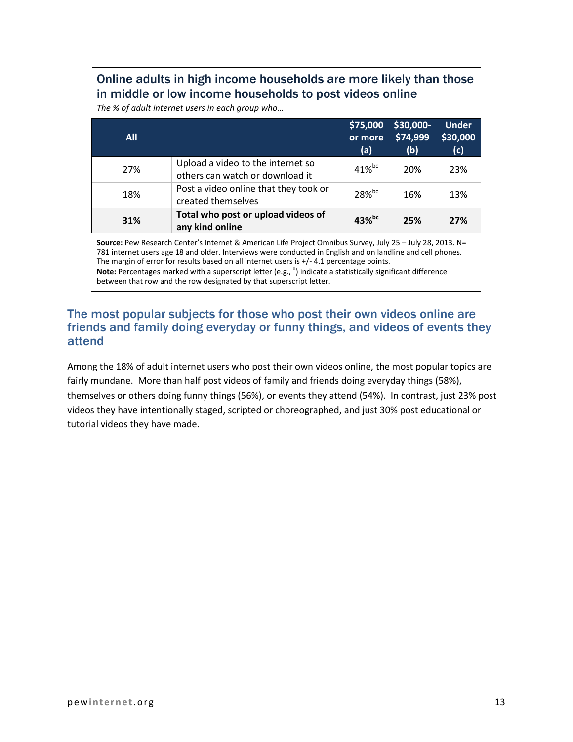## Online adults in high income households are more likely than those in middle or low income households to post videos online

*The % of adult internet users in each group who…*

| All | | $75,000 or more (a) | $30,000-$74,999 (b) | Under $30,000 (c) |
|---|---|---|---|---|
| 27% | Upload a video to the internet so others can watch or download it | 41%[bc] | 20% | 23% |
| 18% | Post a video online that they took or created themselves | 28%[bc] | 16% | 13% |
| **31%** | **Total who post or upload videos of any kind online** | **43%[bc]** | **25%** | **27%** |

**Source:** Pew Research Center's Internet & American Life Project Omnibus Survey, July 25 – July 28, 2013. N= 781 internet users age 18 and older. Interviews were conducted in English and on landline and cell phones. The margin of error for results based on all internet users is +/- 4.1 percentage points.
**Note:** Percentages marked with a superscript letter (e.g., [a]) indicate a statistically significant difference between that row and the row designated by that superscript letter.

## The most popular subjects for those who post their own videos online are friends and family doing everyday or funny things, and videos of events they attend

Among the 18% of adult internet users who post their own videos online, the most popular topics are fairly mundane. More than half post videos of family and friends doing everyday things (58%), themselves or others doing funny things (56%), or events they attend (54%). In contrast, just 23% post videos they have intentionally staged, scripted or choreographed, and just 30% post educational or tutorial videos they have made.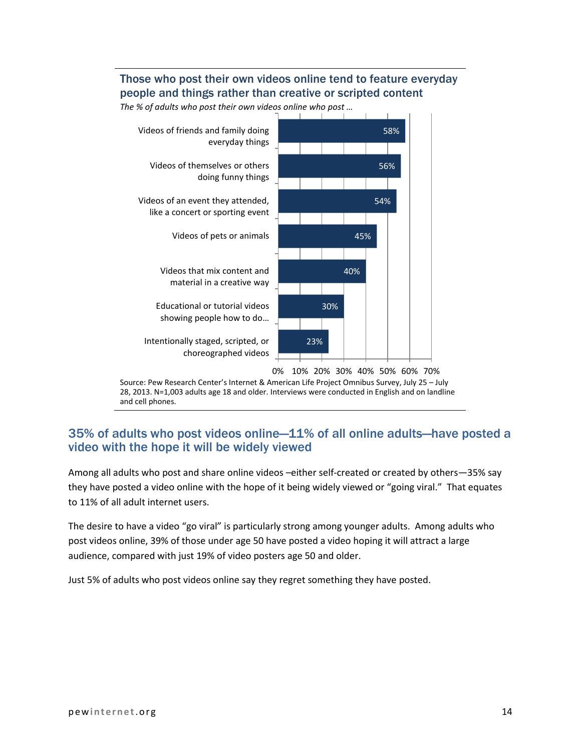### Those who post their own videos online tend to feature everyday people and things rather than creative or scripted content

*The % of adults who post their own videos online who post …*

| Type of video | % |
| --- | --- |
| Videos of friends and family doing everyday things | 58% |
| Videos of themselves or others doing funny things | 56% |
| Videos of an event they attended, like a concert or sporting event | 54% |
| Videos of pets or animals | 45% |
| Videos that mix content and material in a creative way | 40% |
| Educational or tutorial videos showing people how to do… | 30% |
| Intentionally staged, scripted, or choreographed videos | 23% |

Source: Pew Research Center's Internet & American Life Project Omnibus Survey, July 25 – July 28, 2013. N=1,003 adults age 18 and older. Interviews were conducted in English and on landline and cell phones.

## 35% of adults who post videos online—11% of all online adults—have posted a video with the hope it will be widely viewed

Among all adults who post and share online videos –either self-created or created by others—35% say they have posted a video online with the hope of it being widely viewed or "going viral." That equates to 11% of all adult internet users.

The desire to have a video "go viral" is particularly strong among younger adults. Among adults who post videos online, 39% of those under age 50 have posted a video hoping it will attract a large audience, compared with just 19% of video posters age 50 and older.

Just 5% of adults who post videos online say they regret something they have posted.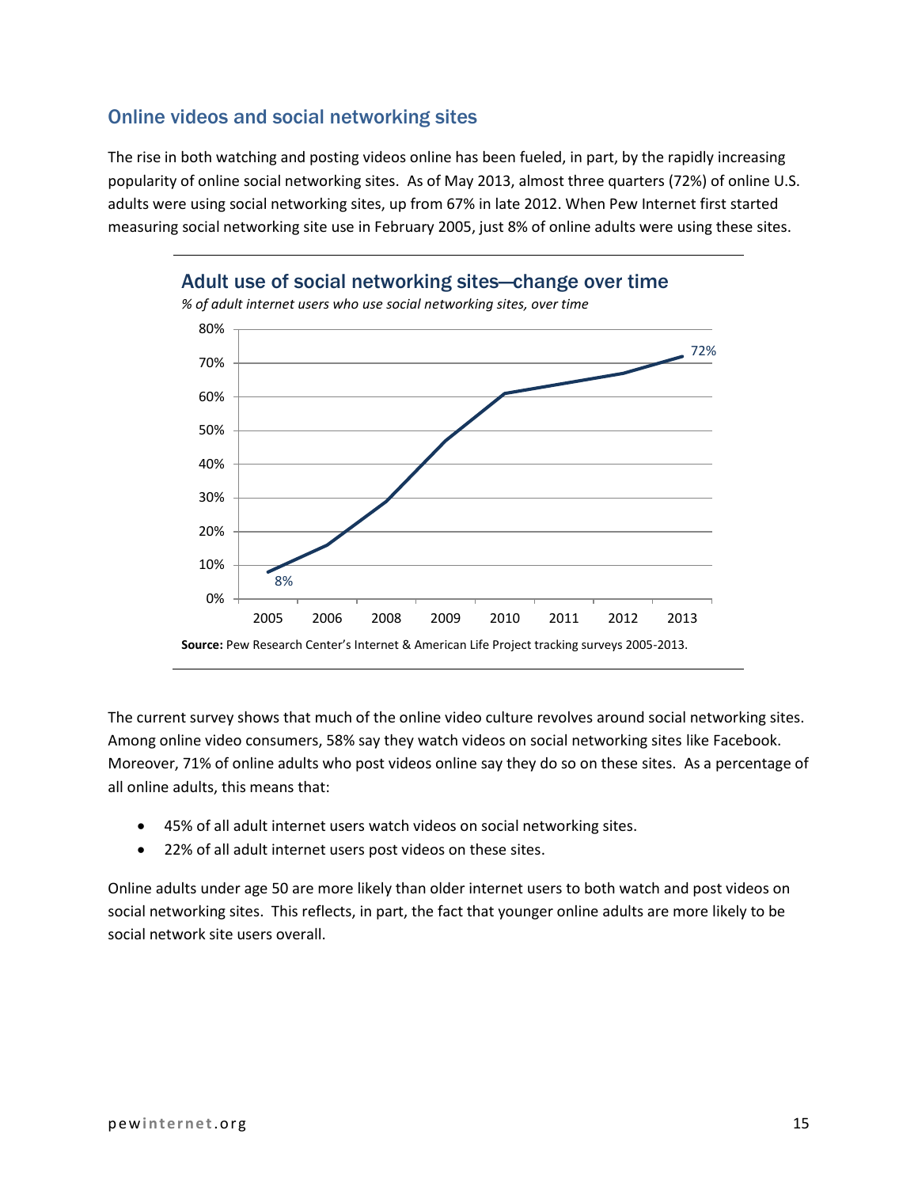## Online videos and social networking sites

The rise in both watching and posting videos online has been fueled, in part, by the rapidly increasing popularity of online social networking sites. As of May 2013, almost three quarters (72%) of online U.S. adults were using social networking sites, up from 67% in late 2012. When Pew Internet first started measuring social networking site use in February 2005, just 8% of online adults were using these sites.

### Adult use of social networking sites—change over time

*% of adult internet users who use social networking sites, over time*

| Year | % |
|---|---|
| 2005 | 8% |
| 2013 | 72% |

**Source:** Pew Research Center's Internet & American Life Project tracking surveys 2005-2013.

The current survey shows that much of the online video culture revolves around social networking sites. Among online video consumers, 58% say they watch videos on social networking sites like Facebook. Moreover, 71% of online adults who post videos online say they do so on these sites. As a percentage of all online adults, this means that:

- 45% of all adult internet users watch videos on social networking sites.
- 22% of all adult internet users post videos on these sites.

Online adults under age 50 are more likely than older internet users to both watch and post videos on social networking sites. This reflects, in part, the fact that younger online adults are more likely to be social network site users overall.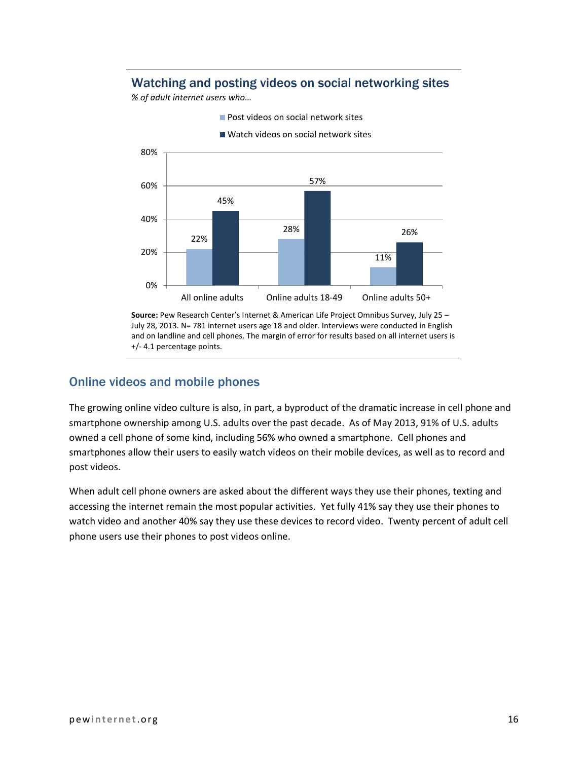## Watching and posting videos on social networking sites

*% of adult internet users who…*

| | Post videos on social network sites | Watch videos on social network sites |
|---|---|---|
| All online adults | 22% | 45% |
| Online adults 18-49 | 28% | 57% |
| Online adults 50+ | 11% | 26% |

**Source:** Pew Research Center's Internet & American Life Project Omnibus Survey, July 25 – July 28, 2013. N= 781 internet users age 18 and older. Interviews were conducted in English and on landline and cell phones. The margin of error for results based on all internet users is +/- 4.1 percentage points.

## Online videos and mobile phones

The growing online video culture is also, in part, a byproduct of the dramatic increase in cell phone and smartphone ownership among U.S. adults over the past decade. As of May 2013, 91% of U.S. adults owned a cell phone of some kind, including 56% who owned a smartphone. Cell phones and smartphones allow their users to easily watch videos on their mobile devices, as well as to record and post videos.

When adult cell phone owners are asked about the different ways they use their phones, texting and accessing the internet remain the most popular activities. Yet fully 41% say they use their phones to watch video and another 40% say they use these devices to record video. Twenty percent of adult cell phone users use their phones to post videos online.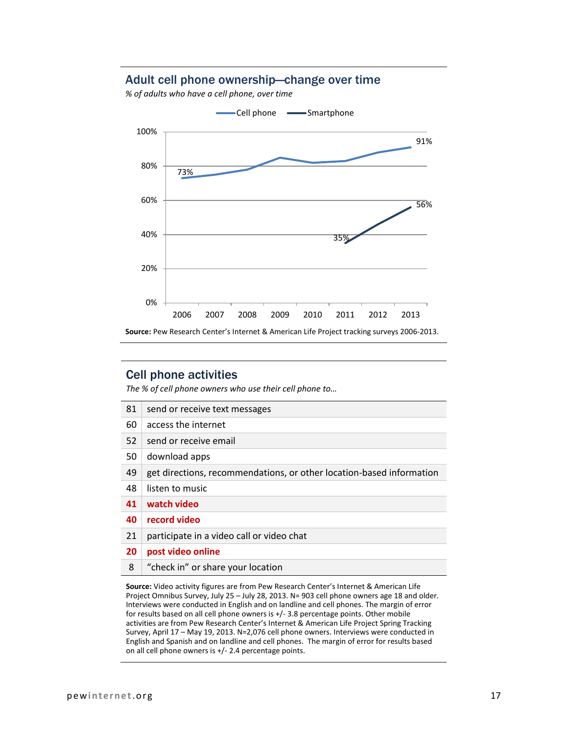## Adult cell phone ownership—change over time

*% of adults who have a cell phone, over time*

Cell phone | Smartphone

100%
80%
60%
40%
20%
0%

73% | 91% | 35% | 56%

2006 | 2007 | 2008 | 2009 | 2010 | 2011 | 2012 | 2013

**Source:** Pew Research Center's Internet & American Life Project tracking surveys 2006-2013.

## Cell phone activities

*The % of cell phone owners who use their cell phone to…*

| | |
|---|---|
| 81 | send or receive text messages |
| 60 | access the internet |
| 52 | send or receive email |
| 50 | download apps |
| 49 | get directions, recommendations, or other location-based information |
| 48 | listen to music |
| **41** | **watch video** |
| **40** | **record video** |
| 21 | participate in a video call or video chat |
| **20** | **post video online** |
| 8 | "check in" or share your location |

**Source:** Video activity figures are from Pew Research Center's Internet & American Life Project Omnibus Survey, July 25 – July 28, 2013. N= 903 cell phone owners age 18 and older. Interviews were conducted in English and on landline and cell phones. The margin of error for results based on all cell phone owners is +/- 3.8 percentage points. Other mobile activities are from Pew Research Center's Internet & American Life Project Spring Tracking Survey, April 17 – May 19, 2013. N=2,076 cell phone owners. Interviews were conducted in English and Spanish and on landline and cell phones. The margin of error for results based on all cell phone owners is +/- 2.4 percentage points.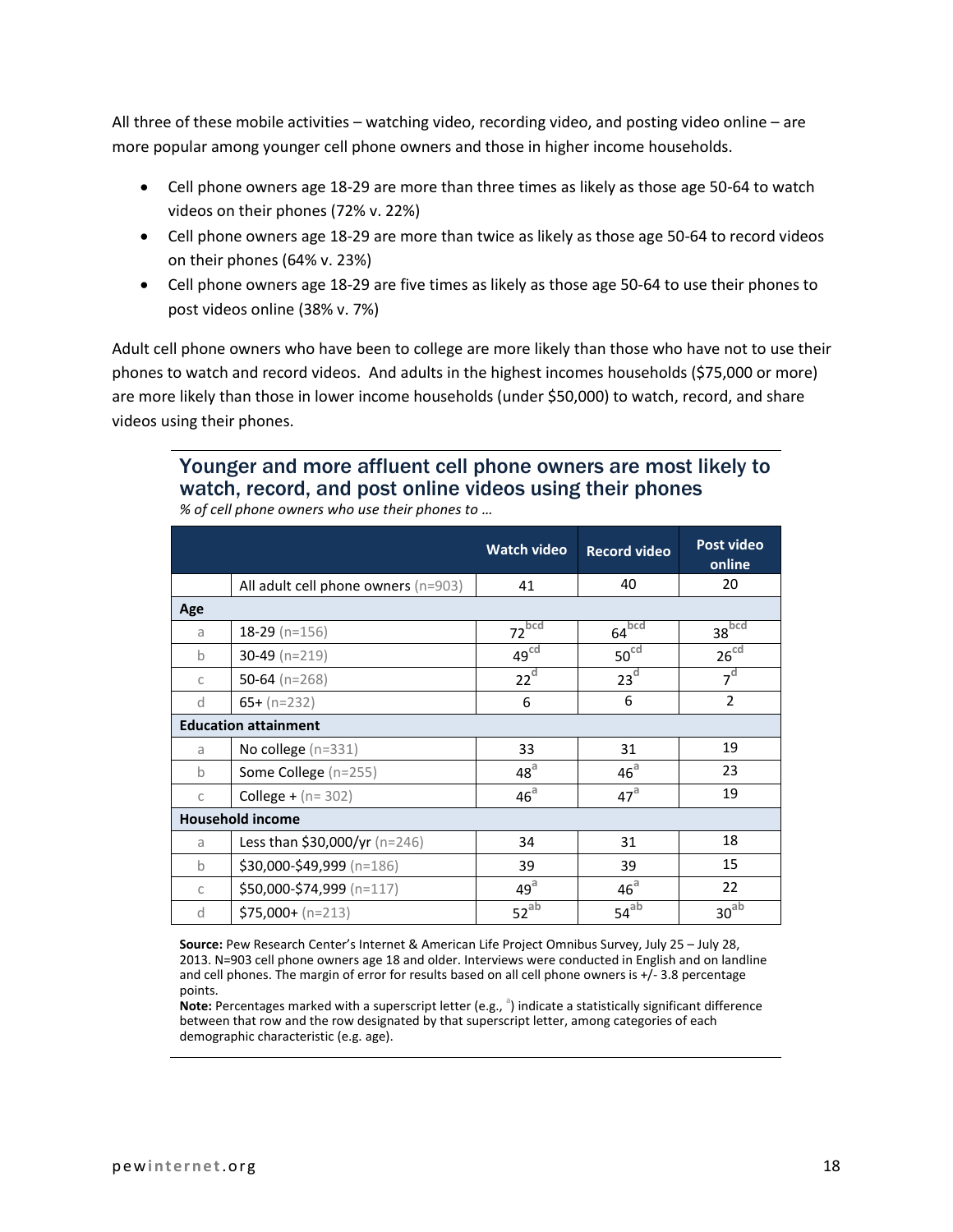All three of these mobile activities – watching video, recording video, and posting video online – are more popular among younger cell phone owners and those in higher income households.

- Cell phone owners age 18-29 are more than three times as likely as those age 50-64 to watch videos on their phones (72% v. 22%)
- Cell phone owners age 18-29 are more than twice as likely as those age 50-64 to record videos on their phones (64% v. 23%)
- Cell phone owners age 18-29 are five times as likely as those age 50-64 to use their phones to post videos online (38% v. 7%)

Adult cell phone owners who have been to college are more likely than those who have not to use their phones to watch and record videos. And adults in the highest incomes households ($75,000 or more) are more likely than those in lower income households (under $50,000) to watch, record, and share videos using their phones.

## Younger and more affluent cell phone owners are most likely to watch, record, and post online videos using their phones

*% of cell phone owners who use their phones to …*

| | | Watch video | Record video | Post video online |
|---|---|---|---|---|
| | All adult cell phone owners (n=903) | 41 | 40 | 20 |
| **Age** | | | | |
| a | 18-29 (n=156) | 72[bcd] | 64[bcd] | 38[bcd] |
| b | 30-49 (n=219) | 49[cd] | 50[cd] | 26[cd] |
| c | 50-64 (n=268) | 22[d] | 23[d] | 7[d] |
| d | 65+ (n=232) | 6 | 6 | 2 |
| **Education attainment** | | | | |
| a | No college (n=331) | 33 | 31 | 19 |
| b | Some College (n=255) | 48[a] | 46[a] | 23 |
| c | College + (n= 302) | 46[a] | 47[a] | 19 |
| **Household income** | | | | |
| a | Less than $30,000/yr (n=246) | 34 | 31 | 18 |
| b | $30,000-$49,999 (n=186) | 39 | 39 | 15 |
| c | $50,000-$74,999 (n=117) | 49[a] | 46[a] | 22 |
| d | $75,000+ (n=213) | 52[ab] | 54[ab] | 30[ab] |

**Source:** Pew Research Center's Internet & American Life Project Omnibus Survey, July 25 – July 28, 2013. N=903 cell phone owners age 18 and older. Interviews were conducted in English and on landline and cell phones. The margin of error for results based on all cell phone owners is +/- 3.8 percentage points.

**Note:** Percentages marked with a superscript letter (e.g., [a]) indicate a statistically significant difference between that row and the row designated by that superscript letter, among categories of each demographic characteristic (e.g. age).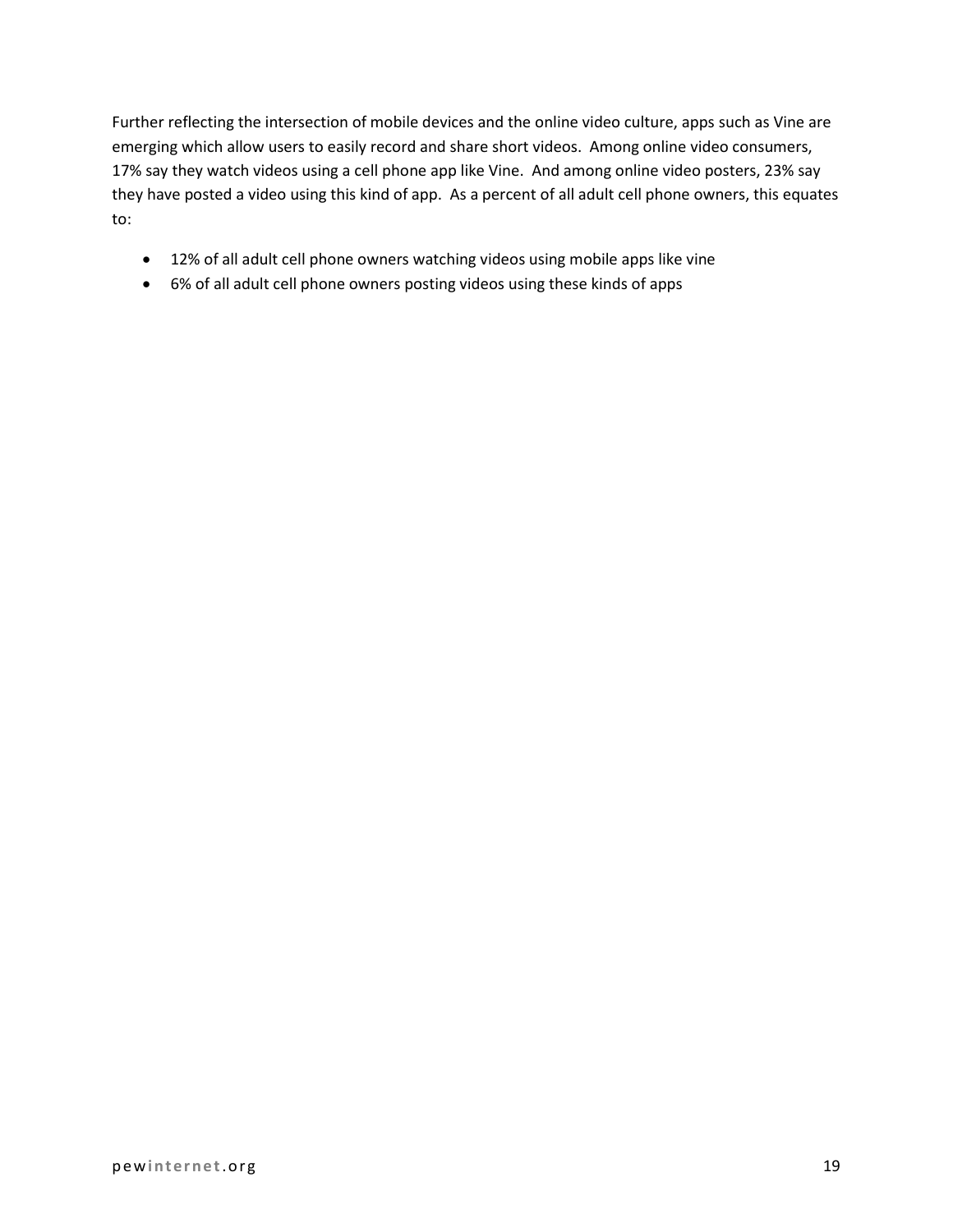Further reflecting the intersection of mobile devices and the online video culture, apps such as Vine are emerging which allow users to easily record and share short videos. Among online video consumers, 17% say they watch videos using a cell phone app like Vine. And among online video posters, 23% say they have posted a video using this kind of app. As a percent of all adult cell phone owners, this equates to:

- 12% of all adult cell phone owners watching videos using mobile apps like vine
- 6% of all adult cell phone owners posting videos using these kinds of apps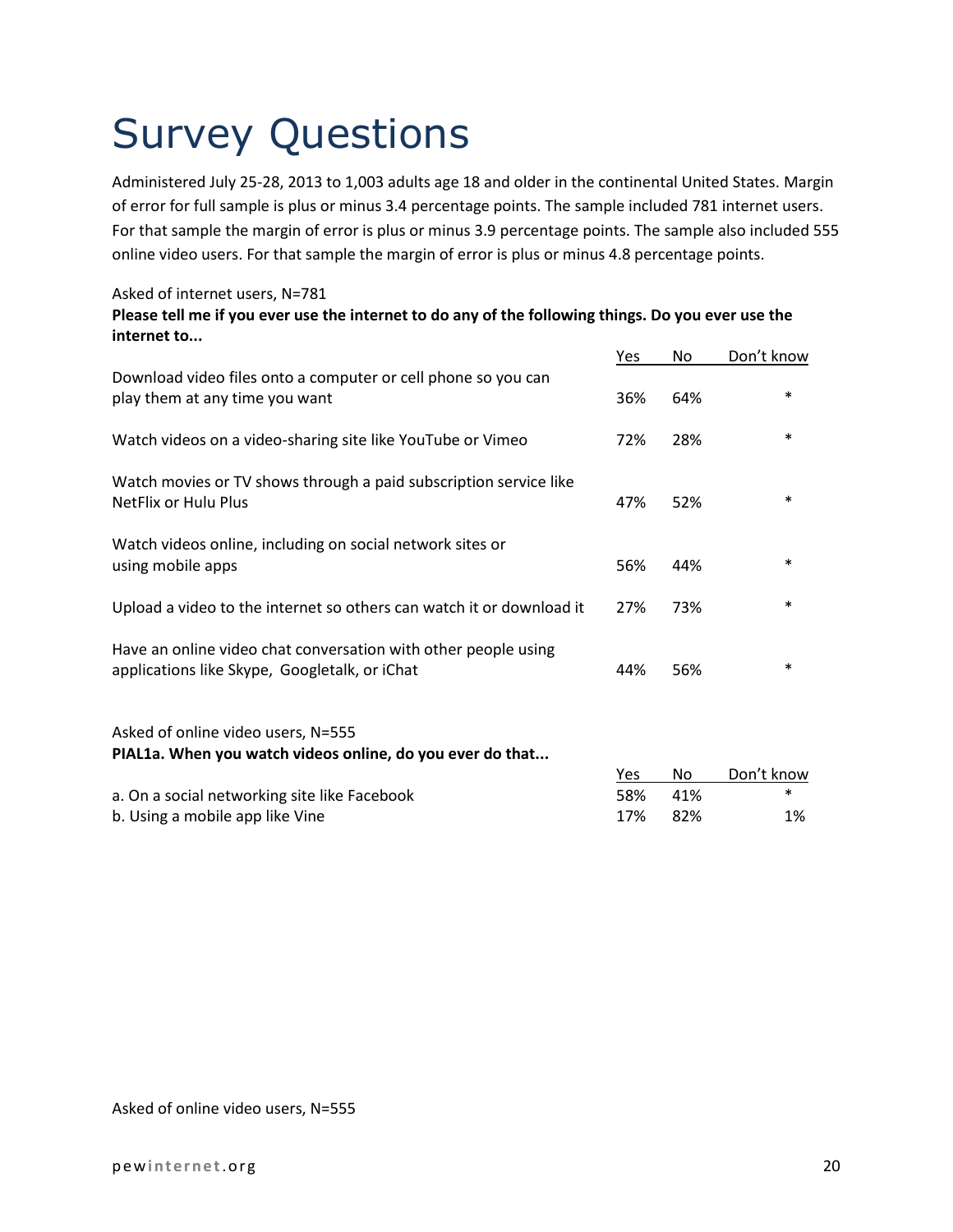# Survey Questions

Administered July 25-28, 2013 to 1,003 adults age 18 and older in the continental United States. Margin of error for full sample is plus or minus 3.4 percentage points. The sample included 781 internet users. For that sample the margin of error is plus or minus 3.9 percentage points. The sample also included 555 online video users. For that sample the margin of error is plus or minus 4.8 percentage points.

Asked of internet users, N=781

**Please tell me if you ever use the internet to do any of the following things. Do you ever use the internet to...**

| | Yes | No | Don't know |
|---|---|---|---|
| Download video files onto a computer or cell phone so you can play them at any time you want | 36% | 64% | * |
| Watch videos on a video-sharing site like YouTube or Vimeo | 72% | 28% | * |
| Watch movies or TV shows through a paid subscription service like NetFlix or Hulu Plus | 47% | 52% | * |
| Watch videos online, including on social network sites or using mobile apps | 56% | 44% | * |
| Upload a video to the internet so others can watch it or download it | 27% | 73% | * |
| Have an online video chat conversation with other people using applications like Skype, Googletalk, or iChat | 44% | 56% | * |

Asked of online video users, N=555

**PIAL1a. When you watch videos online, do you ever do that...**

| | Yes | No | Don't know |
|---|---|---|---|
| a. On a social networking site like Facebook | 58% | 41% | * |
| b. Using a mobile app like Vine | 17% | 82% | 1% |

Asked of online video users, N=555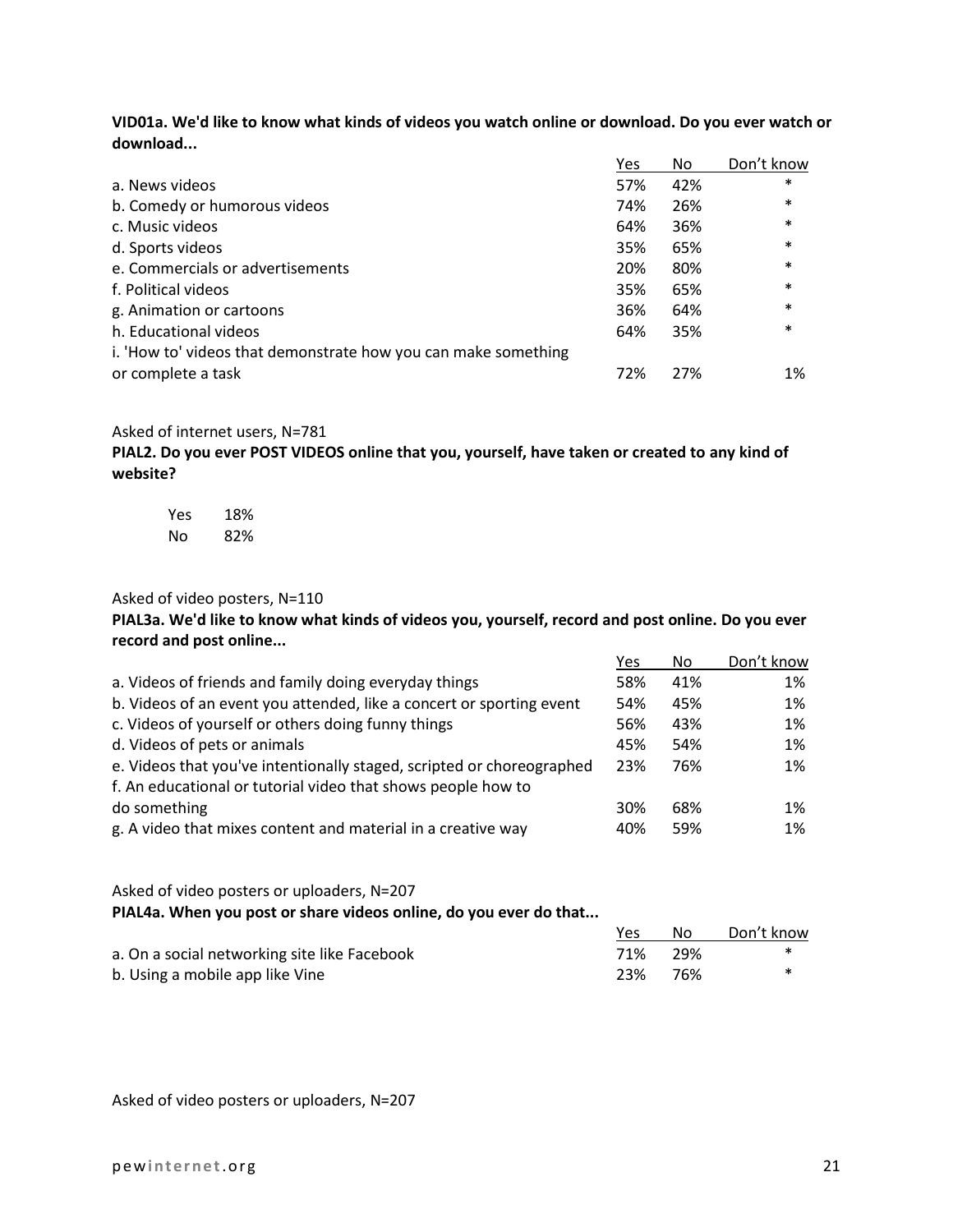**VID01a. We'd like to know what kinds of videos you watch online or download. Do you ever watch or download...**

| | Yes | No | Don't know |
|---|---|---|---|
| a. News videos | 57% | 42% | * |
| b. Comedy or humorous videos | 74% | 26% | * |
| c. Music videos | 64% | 36% | * |
| d. Sports videos | 35% | 65% | * |
| e. Commercials or advertisements | 20% | 80% | * |
| f. Political videos | 35% | 65% | * |
| g. Animation or cartoons | 36% | 64% | * |
| h. Educational videos | 64% | 35% | * |
| i. 'How to' videos that demonstrate how you can make something or complete a task | 72% | 27% | 1% |

Asked of internet users, N=781

**PIAL2. Do you ever POST VIDEOS online that you, yourself, have taken or created to any kind of website?**

| | |
|---|---|
| Yes | 18% |
| No | 82% |

Asked of video posters, N=110

**PIAL3a. We'd like to know what kinds of videos you, yourself, record and post online. Do you ever record and post online...**

| | Yes | No | Don't know |
|---|---|---|---|
| a. Videos of friends and family doing everyday things | 58% | 41% | 1% |
| b. Videos of an event you attended, like a concert or sporting event | 54% | 45% | 1% |
| c. Videos of yourself or others doing funny things | 56% | 43% | 1% |
| d. Videos of pets or animals | 45% | 54% | 1% |
| e. Videos that you've intentionally staged, scripted or choreographed | 23% | 76% | 1% |
| f. An educational or tutorial video that shows people how to do something | 30% | 68% | 1% |
| g. A video that mixes content and material in a creative way | 40% | 59% | 1% |

Asked of video posters or uploaders, N=207

**PIAL4a. When you post or share videos online, do you ever do that...**

| | Yes | No | Don't know |
|---|---|---|---|
| a. On a social networking site like Facebook | 71% | 29% | * |
| b. Using a mobile app like Vine | 23% | 76% | * |

Asked of video posters or uploaders, N=207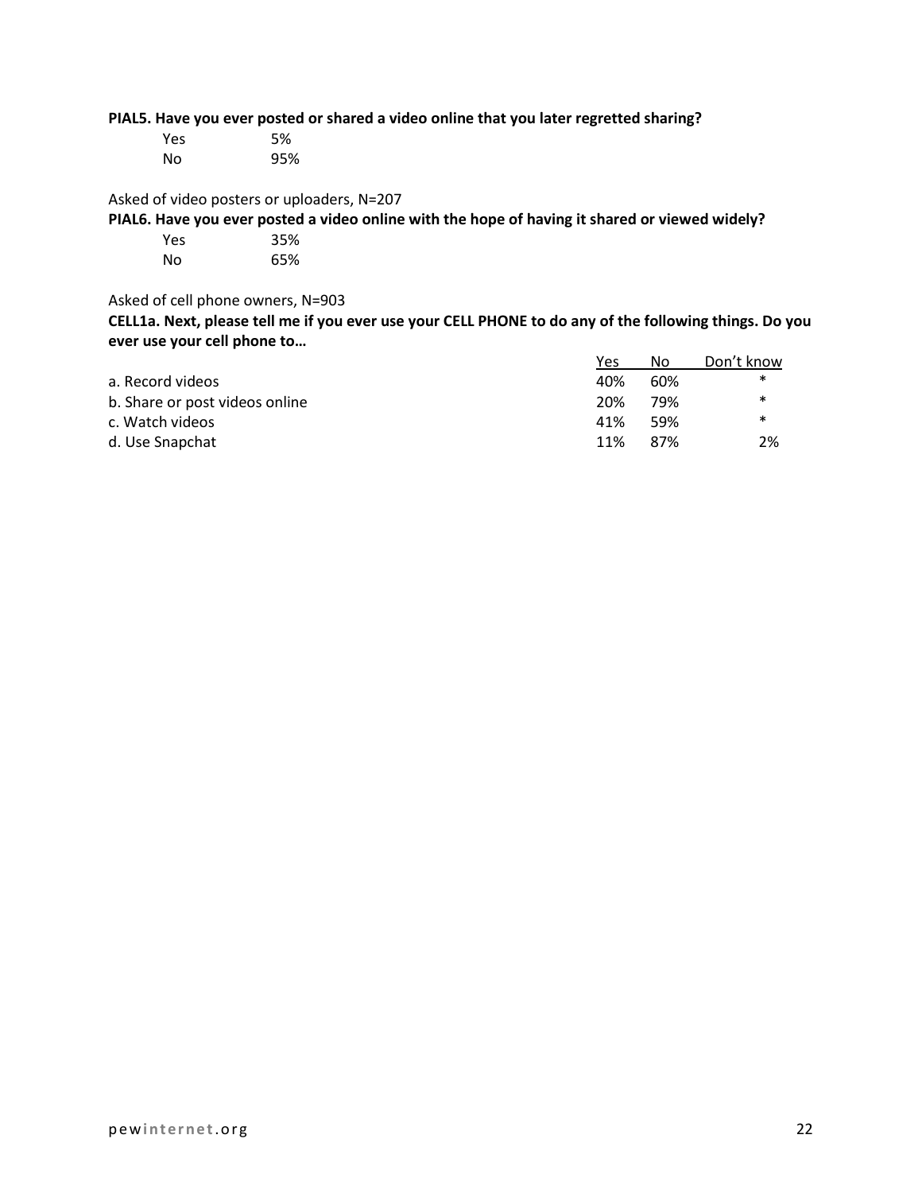**PIAL5. Have you ever posted or shared a video online that you later regretted sharing?**

| | |
|---|---|
| Yes | 5% |
| No | 95% |

Asked of video posters or uploaders, N=207

**PIAL6. Have you ever posted a video online with the hope of having it shared or viewed widely?**

| | |
|---|---|
| Yes | 35% |
| No | 65% |

Asked of cell phone owners, N=903

**CELL1a. Next, please tell me if you ever use your CELL PHONE to do any of the following things. Do you ever use your cell phone to…**

| | Yes | No | Don't know |
|---|---|---|---|
| a. Record videos | 40% | 60% | * |
| b. Share or post videos online | 20% | 79% | * |
| c. Watch videos | 41% | 59% | * |
| d. Use Snapchat | 11% | 87% | 2% |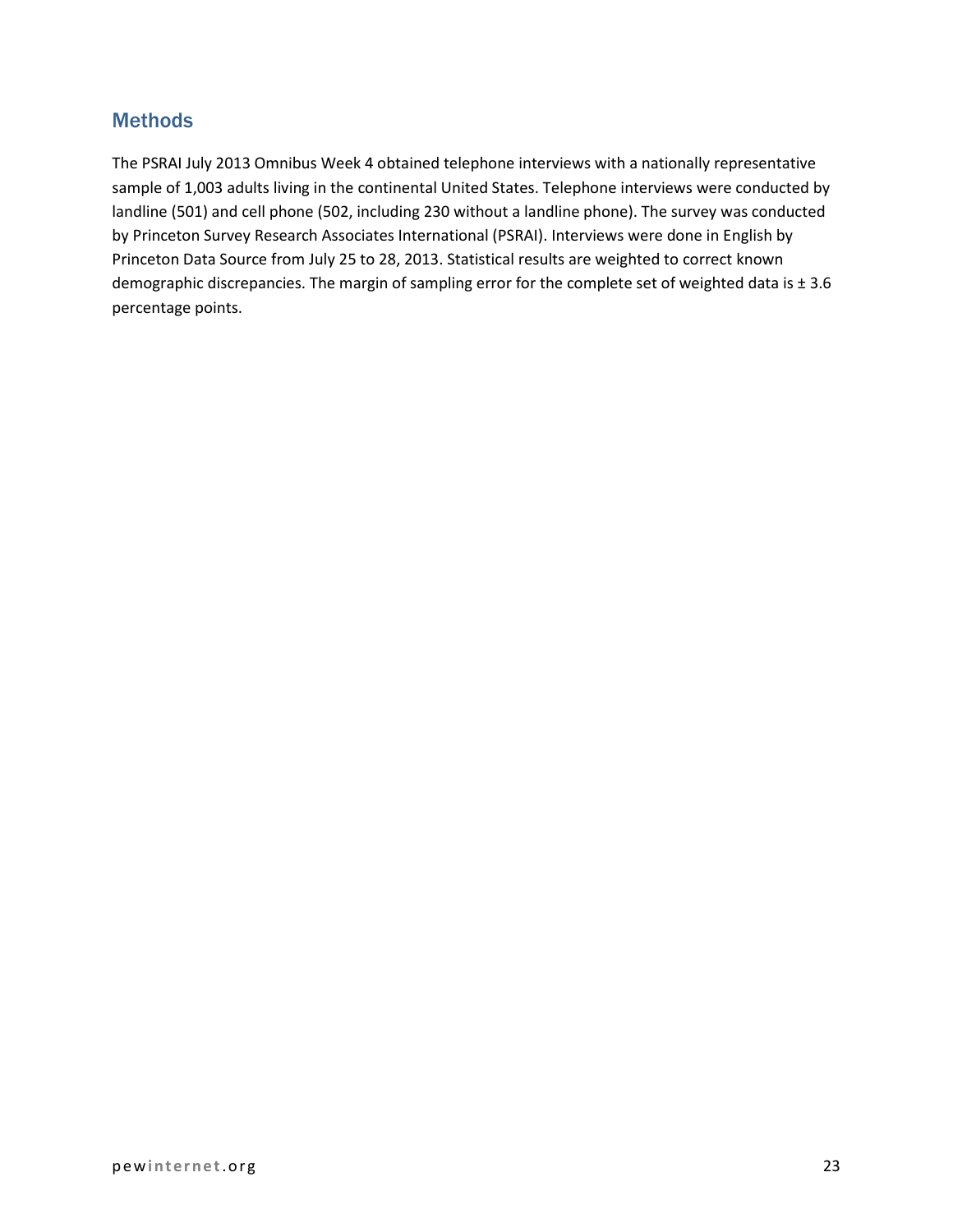## Methods

The PSRAI July 2013 Omnibus Week 4 obtained telephone interviews with a nationally representative sample of 1,003 adults living in the continental United States. Telephone interviews were conducted by landline (501) and cell phone (502, including 230 without a landline phone). The survey was conducted by Princeton Survey Research Associates International (PSRAI). Interviews were done in English by Princeton Data Source from July 25 to 28, 2013. Statistical results are weighted to correct known demographic discrepancies. The margin of sampling error for the complete set of weighted data is ± 3.6 percentage points.